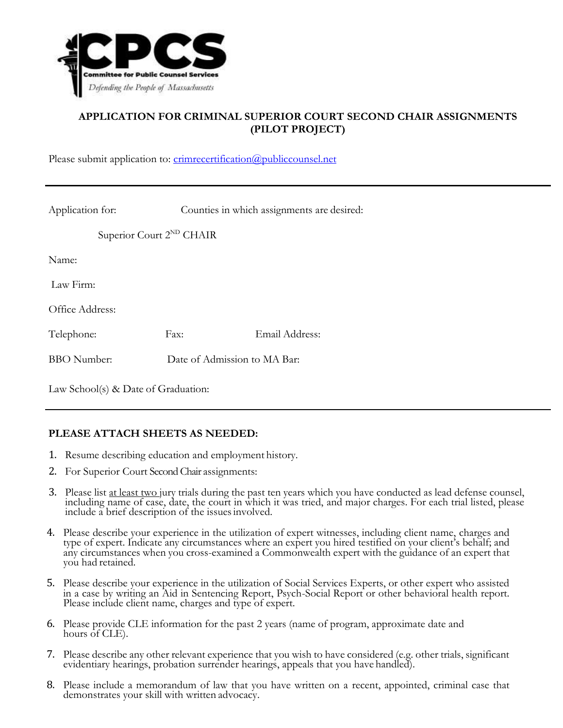CPCS

Committee for Public Counsel Services

*Defending the People of Massachusetts*

## APPLICATION FOR CRIMINAL SUPERIOR COURT SECOND CHAIR ASSIGNMENTS (PILOT PROJECT)

Please submit application to: crimrecertification@publiccounsel.net

---

Application for: Counties in which assignments are desired:

Superior Court 2ND CHAIR

Name:

Law Firm:

Office Address:

Telephone: Fax: Email Address:

BBO Number: Date of Admission to MA Bar:

Law School(s) & Date of Graduation:

---

**PLEASE ATTACH SHEETS AS NEEDED:**

1. Resume describing education and employment history.
2. For Superior Court Second Chair assignments:
3. Please list at least two jury trials during the past ten years which you have conducted as lead defense counsel, including name of case, date, the court in which it was tried, and major charges. For each trial listed, please include a brief description of the issues involved.
4. Please describe your experience in the utilization of expert witnesses, including client name, charges and type of expert. Indicate any circumstances where an expert you hired testified on your client's behalf; and any circumstances when you cross-examined a Commonwealth expert with the guidance of an expert that you had retained.
5. Please describe your experience in the utilization of Social Services Experts, or other expert who assisted in a case by writing an Aid in Sentencing Report, Psych-Social Report or other behavioral health report. Please include client name, charges and type of expert.
6. Please provide CLE information for the past 2 years (name of program, approximate date and hours of CLE).
7. Please describe any other relevant experience that you wish to have considered (e.g. other trials, significant evidentiary hearings, probation surrender hearings, appeals that you have handled).
8. Please include a memorandum of law that you have written on a recent, appointed, criminal case that demonstrates your skill with written advocacy.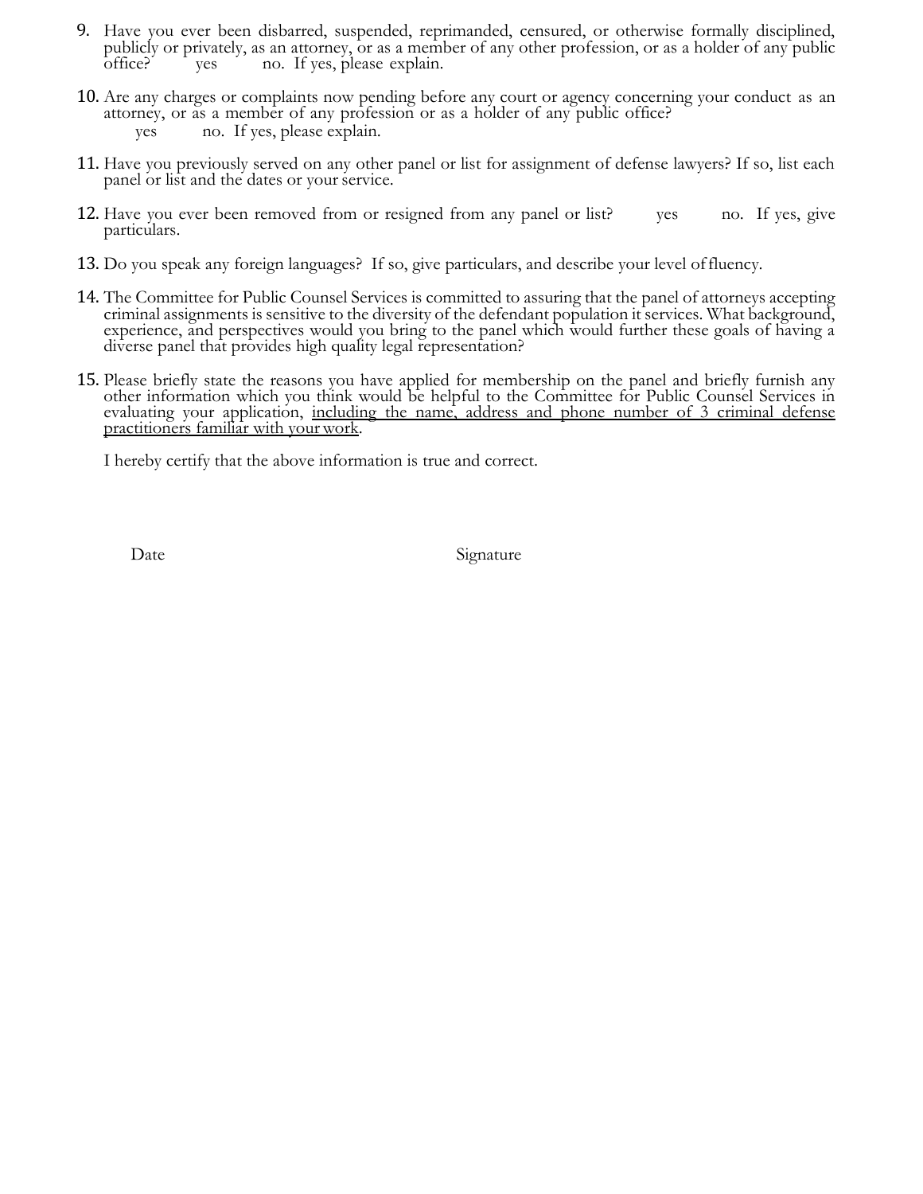9. Have you ever been disbarred, suspended, reprimanded, censured, or otherwise formally disciplined, publicly or privately, as an attorney, or as a member of any other profession, or as a holder of any public office? yes no. If yes, please explain.

10. Are any charges or complaints now pending before any court or agency concerning your conduct as an attorney, or as a member of any profession or as a holder of any public office?
    yes no. If yes, please explain.

11. Have you previously served on any other panel or list for assignment of defense lawyers? If so, list each panel or list and the dates or your service.

12. Have you ever been removed from or resigned from any panel or list? yes no. If yes, give particulars.

13. Do you speak any foreign languages? If so, give particulars, and describe your level of fluency.

14. The Committee for Public Counsel Services is committed to assuring that the panel of attorneys accepting criminal assignments is sensitive to the diversity of the defendant population it services. What background, experience, and perspectives would you bring to the panel which would further these goals of having a diverse panel that provides high quality legal representation?

15. Please briefly state the reasons you have applied for membership on the panel and briefly furnish any other information which you think would be helpful to the Committee for Public Counsel Services in evaluating your application, <u>including the name, address and phone number of 3 criminal defense practitioners familiar with your work</u>.

    I hereby certify that the above information is true and correct.

Date

Signature